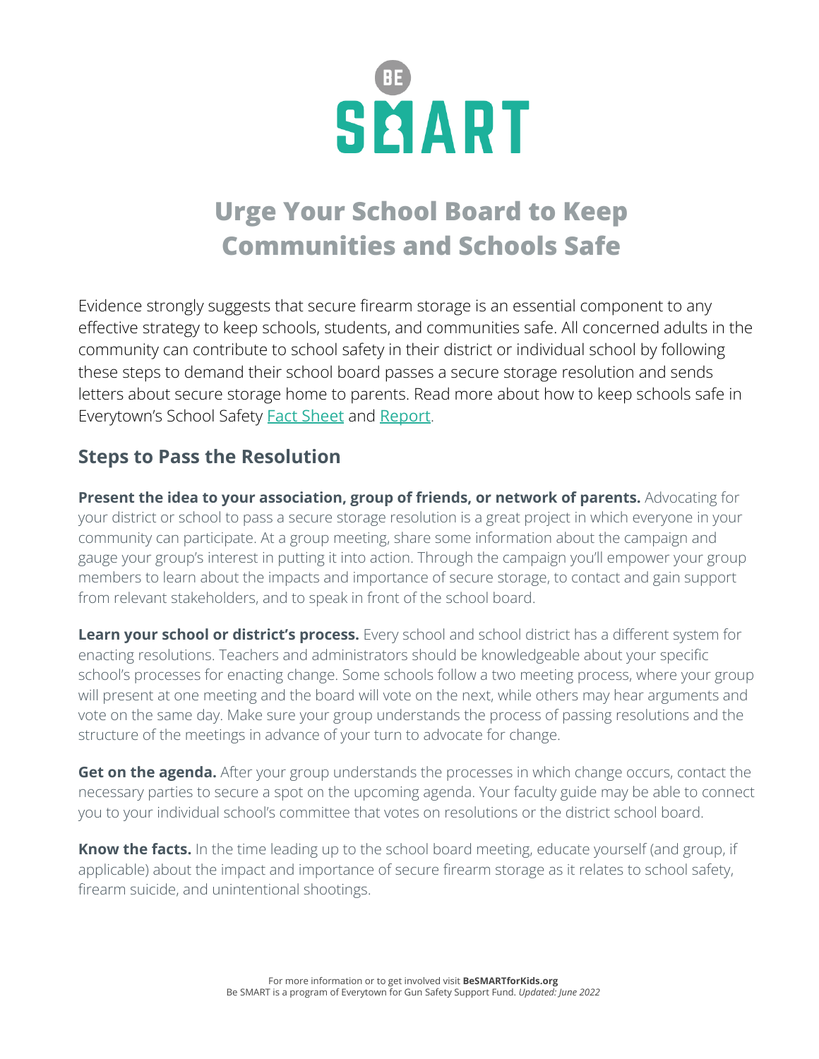BE SMART

# Urge Your School Board to Keep Communities and Schools Safe

Evidence strongly suggests that secure firearm storage is an essential component to any effective strategy to keep schools, students, and communities safe. All concerned adults in the community can contribute to school safety in their district or individual school by following these steps to demand their school board passes a secure storage resolution and sends letters about secure storage home to parents. Read more about how to keep schools safe in Everytown's School Safety Fact Sheet and Report.

## Steps to Pass the Resolution

**Present the idea to your association, group of friends, or network of parents.** Advocating for your district or school to pass a secure storage resolution is a great project in which everyone in your community can participate. At a group meeting, share some information about the campaign and gauge your group's interest in putting it into action. Through the campaign you'll empower your group members to learn about the impacts and importance of secure storage, to contact and gain support from relevant stakeholders, and to speak in front of the school board.

**Learn your school or district's process.** Every school and school district has a different system for enacting resolutions. Teachers and administrators should be knowledgeable about your specific school's processes for enacting change. Some schools follow a two meeting process, where your group will present at one meeting and the board will vote on the next, while others may hear arguments and vote on the same day. Make sure your group understands the process of passing resolutions and the structure of the meetings in advance of your turn to advocate for change.

**Get on the agenda.** After your group understands the processes in which change occurs, contact the necessary parties to secure a spot on the upcoming agenda. Your faculty guide may be able to connect you to your individual school's committee that votes on resolutions or the district school board.

**Know the facts.** In the time leading up to the school board meeting, educate yourself (and group, if applicable) about the impact and importance of secure firearm storage as it relates to school safety, firearm suicide, and unintentional shootings.

For more information or to get involved visit **BeSMARTforKids.org**
Be SMART is a program of Everytown for Gun Safety Support Fund. *Updated: June 2022*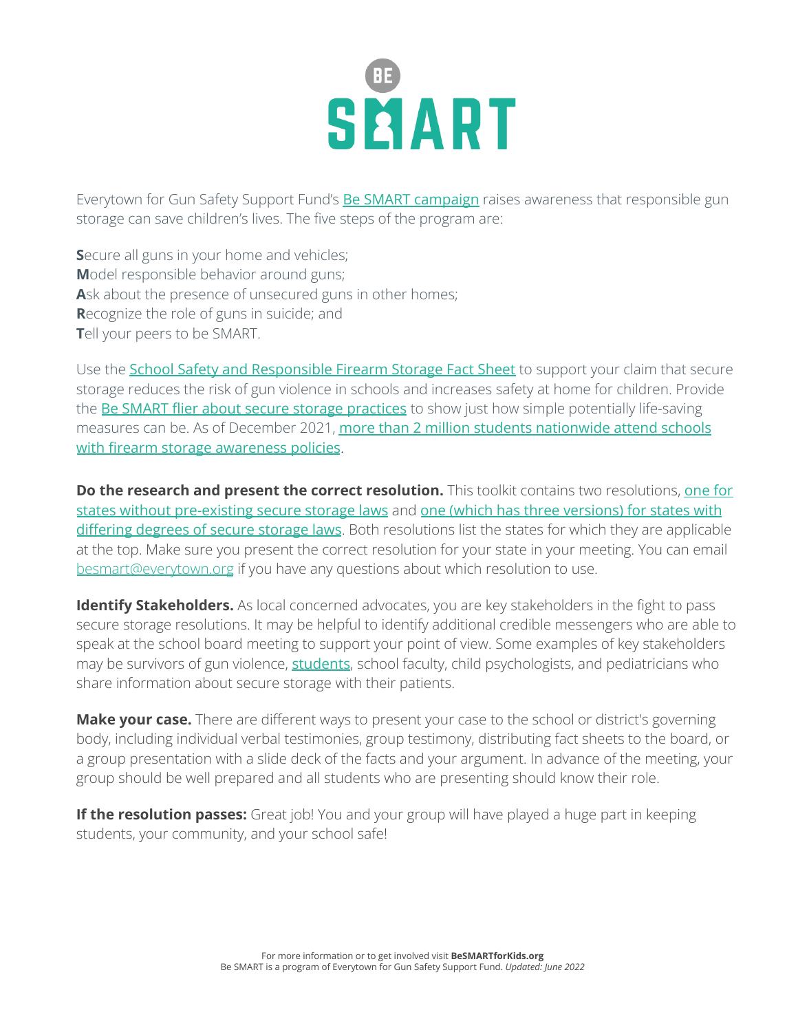# BE SMART

Everytown for Gun Safety Support Fund's Be SMART campaign raises awareness that responsible gun storage can save children's lives. The five steps of the program are:

**S**ecure all guns in your home and vehicles;
**M**odel responsible behavior around guns;
**A**sk about the presence of unsecured guns in other homes;
**R**ecognize the role of guns in suicide; and
**T**ell your peers to be SMART.

Use the School Safety and Responsible Firearm Storage Fact Sheet to support your claim that secure storage reduces the risk of gun violence in schools and increases safety at home for children. Provide the Be SMART flier about secure storage practices to show just how simple potentially life-saving measures can be. As of December 2021, more than 2 million students nationwide attend schools with firearm storage awareness policies.

**Do the research and present the correct resolution.** This toolkit contains two resolutions, one for states without pre-existing secure storage laws and one (which has three versions) for states with differing degrees of secure storage laws. Both resolutions list the states for which they are applicable at the top. Make sure you present the correct resolution for your state in your meeting. You can email besmart@everytown.org if you have any questions about which resolution to use.

**Identify Stakeholders.** As local concerned advocates, you are key stakeholders in the fight to pass secure storage resolutions. It may be helpful to identify additional credible messengers who are able to speak at the school board meeting to support your point of view. Some examples of key stakeholders may be survivors of gun violence, students, school faculty, child psychologists, and pediatricians who share information about secure storage with their patients.

**Make your case.** There are different ways to present your case to the school or district's governing body, including individual verbal testimonies, group testimony, distributing fact sheets to the board, or a group presentation with a slide deck of the facts and your argument. In advance of the meeting, your group should be well prepared and all students who are presenting should know their role.

**If the resolution passes:** Great job! You and your group will have played a huge part in keeping students, your community, and your school safe!

For more information or to get involved visit **BeSMARTforKids.org**
Be SMART is a program of Everytown for Gun Safety Support Fund. *Updated: June 2022*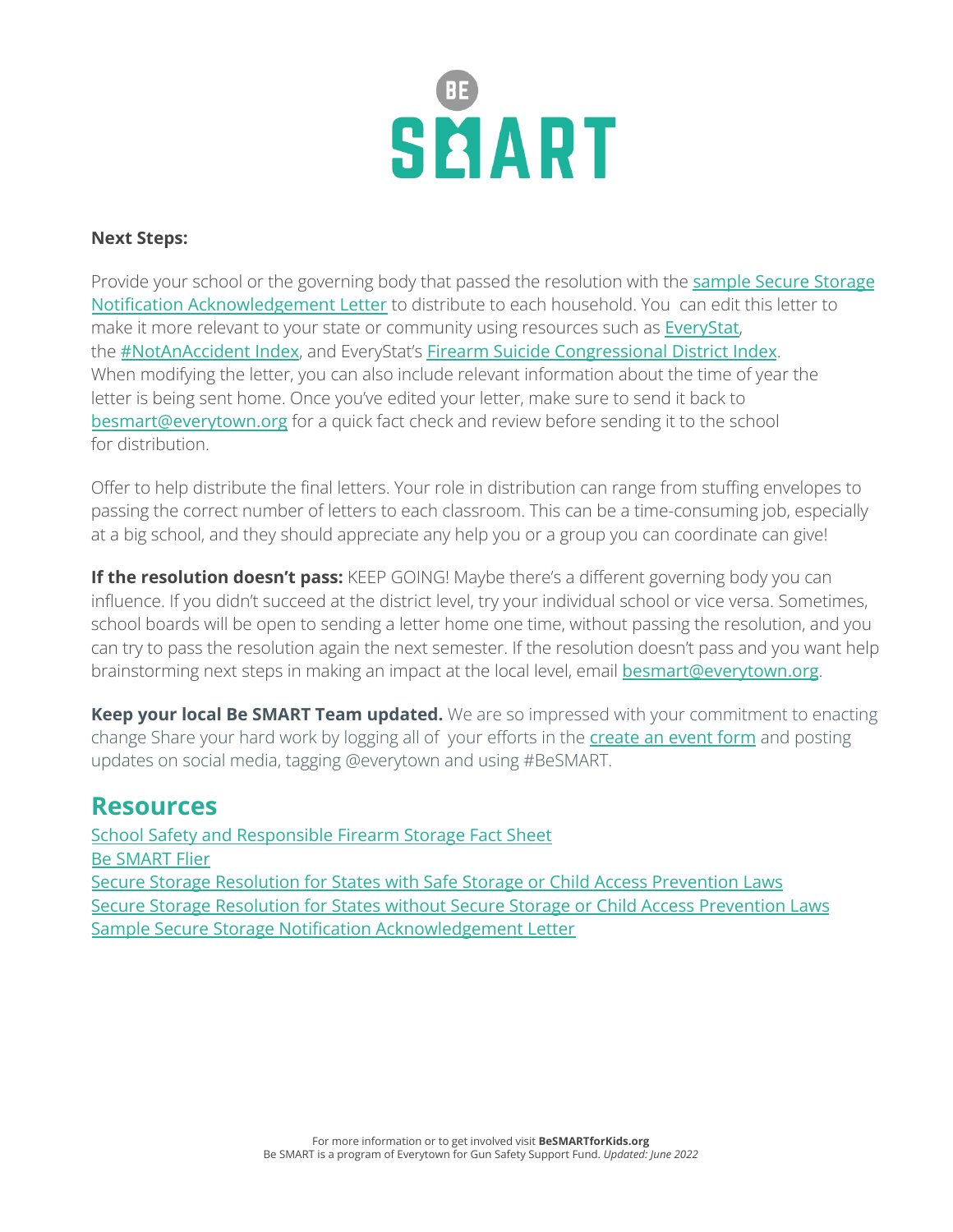**Next Steps:**

Provide your school or the governing body that passed the resolution with the sample Secure Storage Notification Acknowledgement Letter to distribute to each household. You can edit this letter to make it more relevant to your state or community using resources such as EveryStat, the #NotAnAccident Index, and EveryStat's Firearm Suicide Congressional District Index. When modifying the letter, you can also include relevant information about the time of year the letter is being sent home. Once you've edited your letter, make sure to send it back to besmart@everytown.org for a quick fact check and review before sending it to the school for distribution.

Offer to help distribute the final letters. Your role in distribution can range from stuffing envelopes to passing the correct number of letters to each classroom. This can be a time-consuming job, especially at a big school, and they should appreciate any help you or a group you can coordinate can give!

**If the resolution doesn't pass:** KEEP GOING! Maybe there's a different governing body you can influence. If you didn't succeed at the district level, try your individual school or vice versa. Sometimes, school boards will be open to sending a letter home one time, without passing the resolution, and you can try to pass the resolution again the next semester. If the resolution doesn't pass and you want help brainstorming next steps in making an impact at the local level, email besmart@everytown.org.

**Keep your local Be SMART Team updated.** We are so impressed with your commitment to enacting change Share your hard work by logging all of your efforts in the create an event form and posting updates on social media, tagging @everytown and using #BeSMART.

## Resources

School Safety and Responsible Firearm Storage Fact Sheet
Be SMART Flier
Secure Storage Resolution for States with Safe Storage or Child Access Prevention Laws
Secure Storage Resolution for States without Secure Storage or Child Access Prevention Laws
Sample Secure Storage Notification Acknowledgement Letter

For more information or to get involved visit **BeSMARTforKids.org**
Be SMART is a program of Everytown for Gun Safety Support Fund. *Updated: June 2022*